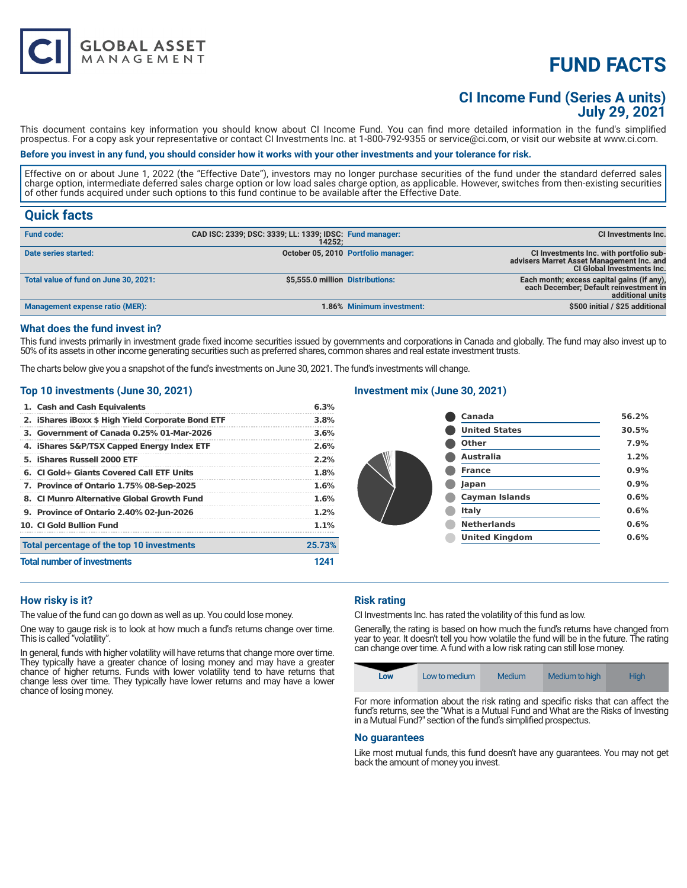# FUND FACTS

## CI Income Fund (Series A units)
## July 29, 2021

This document contains key information you should know about CI Income Fund. You can find more detailed information in the fund's simplified prospectus. For a copy ask your representative or contact CI Investments Inc. at 1-800-792-9355 or service@ci.com, or visit our website at www.ci.com.

**Before you invest in any fund, you should consider how it works with your other investments and your tolerance for risk.**

Effective on or about June 1, 2022 (the "Effective Date"), investors may no longer purchase securities of the fund under the standard deferred sales charge option, intermediate deferred sales charge option or low load sales charge option, as applicable. However, switches from then-existing securities of other funds acquired under such options to this fund continue to be available after the Effective Date.

## Quick facts

| | | | |
|---|---|---|---|
| **Fund code:** | CAD ISC: 2339; DSC: 3339; LL: 1339; IDSC: 14252; | **Fund manager:** | CI Investments Inc. |
| **Date series started:** | October 05, 2010 | **Portfolio manager:** | CI Investments Inc. with portfolio sub-advisers Marret Asset Management Inc. and CI Global Investments Inc. |
| **Total value of fund on June 30, 2021:** | $5,555.0 million | **Distributions:** | Each month; excess capital gains (if any), each December; Default reinvestment in additional units |
| **Management expense ratio (MER):** | 1.86% | **Minimum investment:** | $500 initial / $25 additional |

### What does the fund invest in?

This fund invests primarily in investment grade fixed income securities issued by governments and corporations in Canada and globally. The fund may also invest up to 50% of its assets in other income generating securities such as preferred shares, common shares and real estate investment trusts.

The charts below give you a snapshot of the fund's investments on June 30, 2021. The fund's investments will change.

### Top 10 investments (June 30, 2021)

| | |
|---|---|
| 1. Cash and Cash Equivalents | 6.3% |
| 2. iShares iBoxx $ High Yield Corporate Bond ETF | 3.8% |
| 3. Government of Canada 0.25% 01-Mar-2026 | 3.6% |
| 4. iShares S&P/TSX Capped Energy Index ETF | 2.6% |
| 5. iShares Russell 2000 ETF | 2.2% |
| 6. CI Gold+ Giants Covered Call ETF Units | 1.8% |
| 7. Province of Ontario 1.75% 08-Sep-2025 | 1.6% |
| 8. CI Munro Alternative Global Growth Fund | 1.6% |
| 9. Province of Ontario 2.40% 02-Jun-2026 | 1.2% |
| 10. CI Gold Bullion Fund | 1.1% |
| **Total percentage of the top 10 investments** | **25.73%** |
| **Total number of investments** | **1241** |

### Investment mix (June 30, 2021)

Canada 56.2%
United States 30.5%
Other 7.9%
Australia 1.2%
France 0.9%
Japan 0.9%
Cayman Islands 0.6%
Italy 0.6%
Netherlands 0.6%
United Kingdom 0.6%

### How risky is it?

The value of the fund can go down as well as up. You could lose money.

One way to gauge risk is to look at how much a fund's returns change over time. This is called "volatility".

In general, funds with higher volatility will have returns that change more over time. They typically have a greater chance of losing money and may have a greater chance of higher returns. Funds with lower volatility tend to have returns that change less over time. They typically have lower returns and may have a lower chance of losing money.

### Risk rating

CI Investments Inc. has rated the volatility of this fund as low.

Generally, the rating is based on how much the fund's returns have changed from year to year. It doesn't tell you how volatile the fund will be in the future. The rating can change over time. A fund with a low risk rating can still lose money.

Low | Low to medium | Medium | Medium to high | High

For more information about the risk rating and specific risks that can affect the fund's returns, see the "What is a Mutual Fund and What are the Risks of Investing in a Mutual Fund?" section of the fund's simplified prospectus.

### No guarantees

Like most mutual funds, this fund doesn't have any guarantees. You may not get back the amount of money you invest.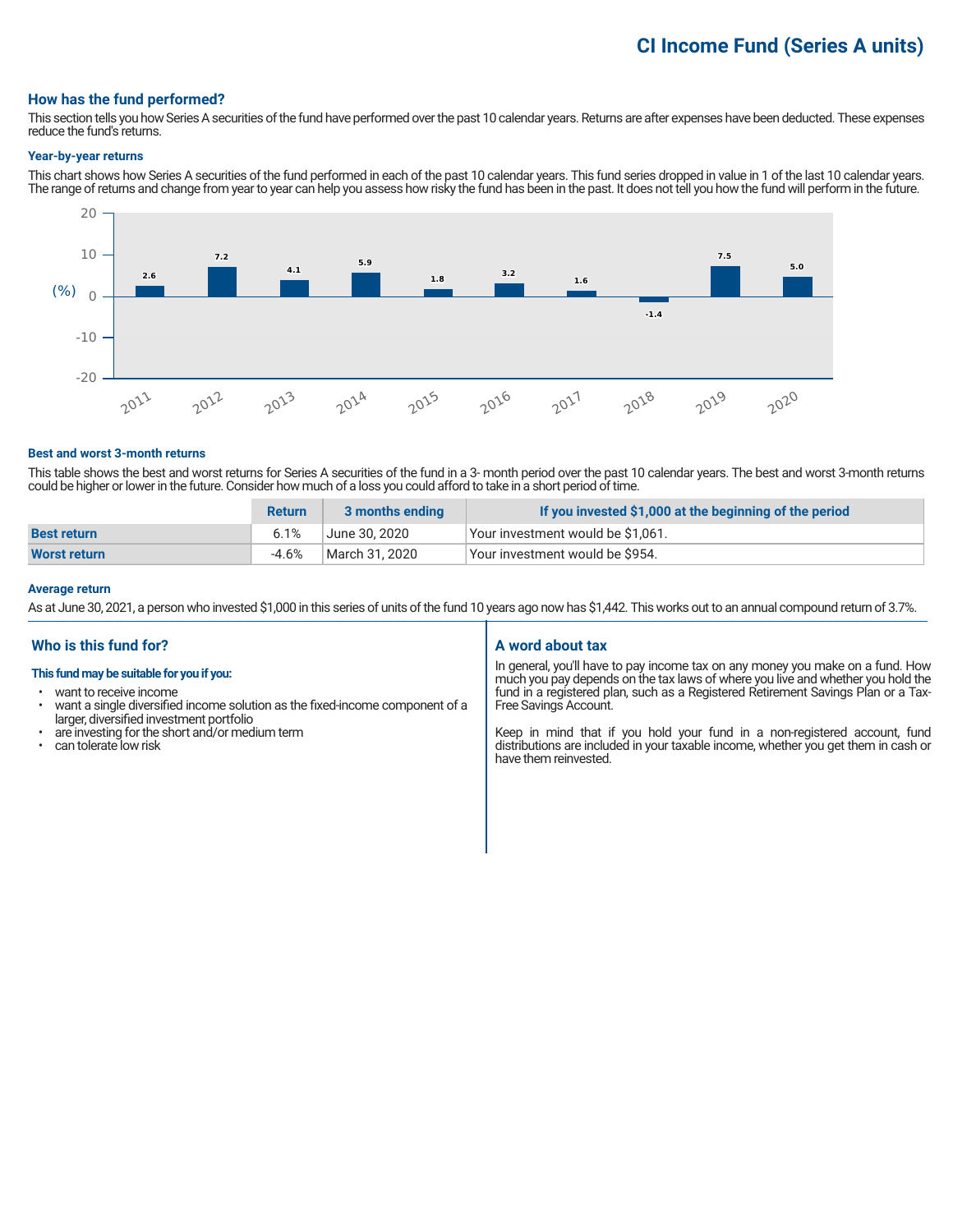# CI Income Fund (Series A units)

## How has the fund performed?

This section tells you how Series A securities of the fund have performed over the past 10 calendar years. Returns are after expenses have been deducted. These expenses reduce the fund's returns.

### Year-by-year returns

This chart shows how Series A securities of the fund performed in each of the past 10 calendar years. This fund series dropped in value in 1 of the last 10 calendar years. The range of returns and change from year to year can help you assess how risky the fund has been in the past. It does not tell you how the fund will perform in the future.

(%)

20
10
0
-10
-20

2.6
7.2
4.1
5.9
1.8
3.2
1.6
-1.4
7.5
5.0

2011 2012 2013 2014 2015 2016 2017 2018 2019 2020

### Best and worst 3-month returns

This table shows the best and worst returns for Series A securities of the fund in a 3- month period over the past 10 calendar years. The best and worst 3-month returns could be higher or lower in the future. Consider how much of a loss you could afford to take in a short period of time.

| | Return | 3 months ending | If you invested $1,000 at the beginning of the period |
|---|---|---|---|
| **Best return** | 6.1% | June 30, 2020 | Your investment would be $1,061. |
| **Worst return** | -4.6% | March 31, 2020 | Your investment would be $954. |

### Average return

As at June 30, 2021, a person who invested $1,000 in this series of units of the fund 10 years ago now has $1,442. This works out to an annual compound return of 3.7%.

## Who is this fund for?

**This fund may be suitable for you if you:**

- want to receive income
- want a single diversified income solution as the fixed-income component of a larger, diversified investment portfolio
- are investing for the short and/or medium term
- can tolerate low risk

## A word about tax

In general, you'll have to pay income tax on any money you make on a fund. How much you pay depends on the tax laws of where you live and whether you hold the fund in a registered plan, such as a Registered Retirement Savings Plan or a Tax-Free Savings Account.

Keep in mind that if you hold your fund in a non-registered account, fund distributions are included in your taxable income, whether you get them in cash or have them reinvested.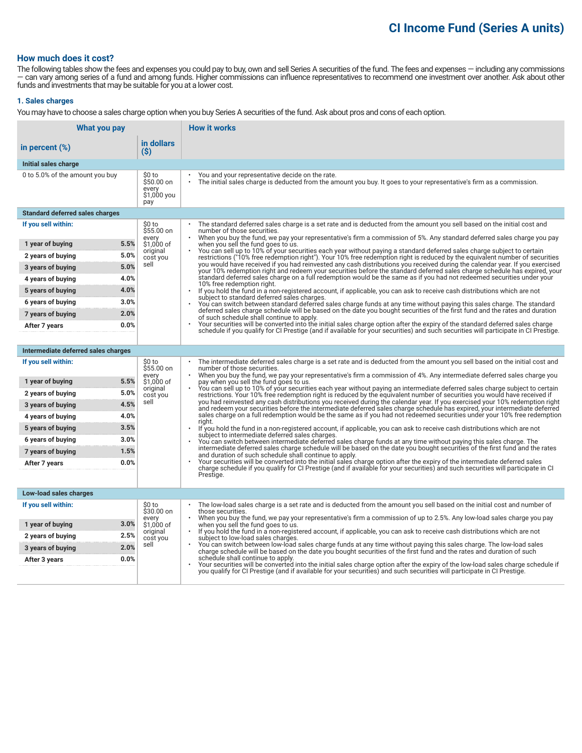# CI Income Fund (Series A units)

## How much does it cost?

The following tables show the fees and expenses you could pay to buy, own and sell Series A securities of the fund. The fees and expenses — including any commissions — can vary among series of a fund and among funds. Higher commissions can influence representatives to recommend one investment over another. Ask about other funds and investments that may be suitable for you at a lower cost.

### 1. Sales charges

You may have to choose a sales charge option when you buy Series A securities of the fund. Ask about pros and cons of each option.

| What you pay | | | How it works |
|---|---|---|---|
| **in percent (%)** | | **in dollars ($)** | |
| **Initial sales charge** | | | |
| 0 to 5.0% of the amount you buy | | $0 to $50.00 on every $1,000 you pay | • You and your representative decide on the rate.<br>• The initial sales charge is deducted from the amount you buy. It goes to your representative's firm as a commission. |
| **Standard deferred sales charges** | | | |
| **If you sell within:** | | $0 to $55.00 on every $1,000 of original cost you sell | • The standard deferred sales charge is a set rate and is deducted from the amount you sell based on the initial cost and number of those securities.<br>• When you buy the fund, we pay your representative's firm a commission of 5%. Any standard deferred sales charge you pay when you sell the fund goes to us.<br>• You can sell up to 10% of your securities each year without paying a standard deferred sales charge subject to certain restrictions ("10% free redemption right"). Your 10% free redemption right is reduced by the equivalent number of securities you would have received if you had reinvested any cash distributions you received during the calendar year. If you exercised your 10% redemption right and redeem your securities before the standard deferred sales charge schedule has expired, your standard deferred sales charge on a full redemption would be the same as if you had not redeemed securities under your 10% free redemption right.<br>• If you hold the fund in a non-registered account, if applicable, you can ask to receive cash distributions which are not subject to standard deferred sales charges.<br>• You can switch between standard deferred sales charge funds at any time without paying this sales charge. The standard deferred sales charge schedule will be based on the date you bought securities of the first fund and the rates and duration of such schedule shall continue to apply.<br>• Your securities will be converted into the initial sales charge option after the expiry of the standard deferred sales charge schedule if you qualify for CI Prestige (and if available for your securities) and such securities will participate in CI Prestige. |
| **1 year of buying** | **5.5%** | | |
| **2 years of buying** | **5.0%** | | |
| **3 years of buying** | **5.0%** | | |
| **4 years of buying** | **4.0%** | | |
| **5 years of buying** | **4.0%** | | |
| **6 years of buying** | **3.0%** | | |
| **7 years of buying** | **2.0%** | | |
| **After 7 years** | **0.0%** | | |
| **Intermediate deferred sales charges** | | | |
| **If you sell within:** | | $0 to $55.00 on every $1,000 of original cost you sell | • The intermediate deferred sales charge is a set rate and is deducted from the amount you sell based on the initial cost and number of those securities.<br>• When you buy the fund, we pay your representative's firm a commission of 4%. Any intermediate deferred sales charge you pay when you sell the fund goes to us.<br>• You can sell up to 10% of your securities each year without paying an intermediate deferred sales charge subject to certain restrictions. Your 10% free redemption right is reduced by the equivalent number of securities you would have received if you had reinvested any cash distributions you received during the calendar year. If you exercised your 10% redemption right and redeem your securities before the intermediate deferred sales charge schedule has expired, your intermediate deferred sales charge on a full redemption would be the same as if you had not redeemed securities under your 10% free redemption right.<br>• If you hold the fund in a non-registered account, if applicable, you can ask to receive cash distributions which are not subject to intermediate deferred sales charges.<br>• You can switch between intermediate deferred sales charge funds at any time without paying this sales charge. The intermediate deferred sales charge schedule will be based on the date you bought securities of the first fund and the rates and duration of such schedule shall continue to apply.<br>• Your securities will be converted into the initial sales charge option after the expiry of the intermediate deferred sales charge schedule if you qualify for CI Prestige (and if available for your securities) and such securities will participate in CI Prestige. |
| **1 year of buying** | **5.5%** | | |
| **2 years of buying** | **5.0%** | | |
| **3 years of buying** | **4.5%** | | |
| **4 years of buying** | **4.0%** | | |
| **5 years of buying** | **3.5%** | | |
| **6 years of buying** | **3.0%** | | |
| **7 years of buying** | **1.5%** | | |
| **After 7 years** | **0.0%** | | |
| **Low-load sales charges** | | | |
| **If you sell within:** | | $0 to $30.00 on every $1,000 of original cost you sell | • The low-load sales charge is a set rate and is deducted from the amount you sell based on the initial cost and number of those securities.<br>• When you buy the fund, we pay your representative's firm a commission of up to 2.5%. Any low-load sales charge you pay when you sell the fund goes to us.<br>• If you hold the fund in a non-registered account, if applicable, you can ask to receive cash distributions which are not subject to low-load sales charges.<br>• You can switch between low-load sales charge funds at any time without paying this sales charge. The low-load sales charge schedule will be based on the date you bought securities of the first fund and the rates and duration of such schedule shall continue to apply.<br>• Your securities will be converted into the initial sales charge option after the expiry of the low-load sales charge schedule if you qualify for CI Prestige (and if available for your securities) and such securities will participate in CI Prestige. |
| **1 year of buying** | **3.0%** | | |
| **2 years of buying** | **2.5%** | | |
| **3 years of buying** | **2.0%** | | |
| **After 3 years** | **0.0%** | | |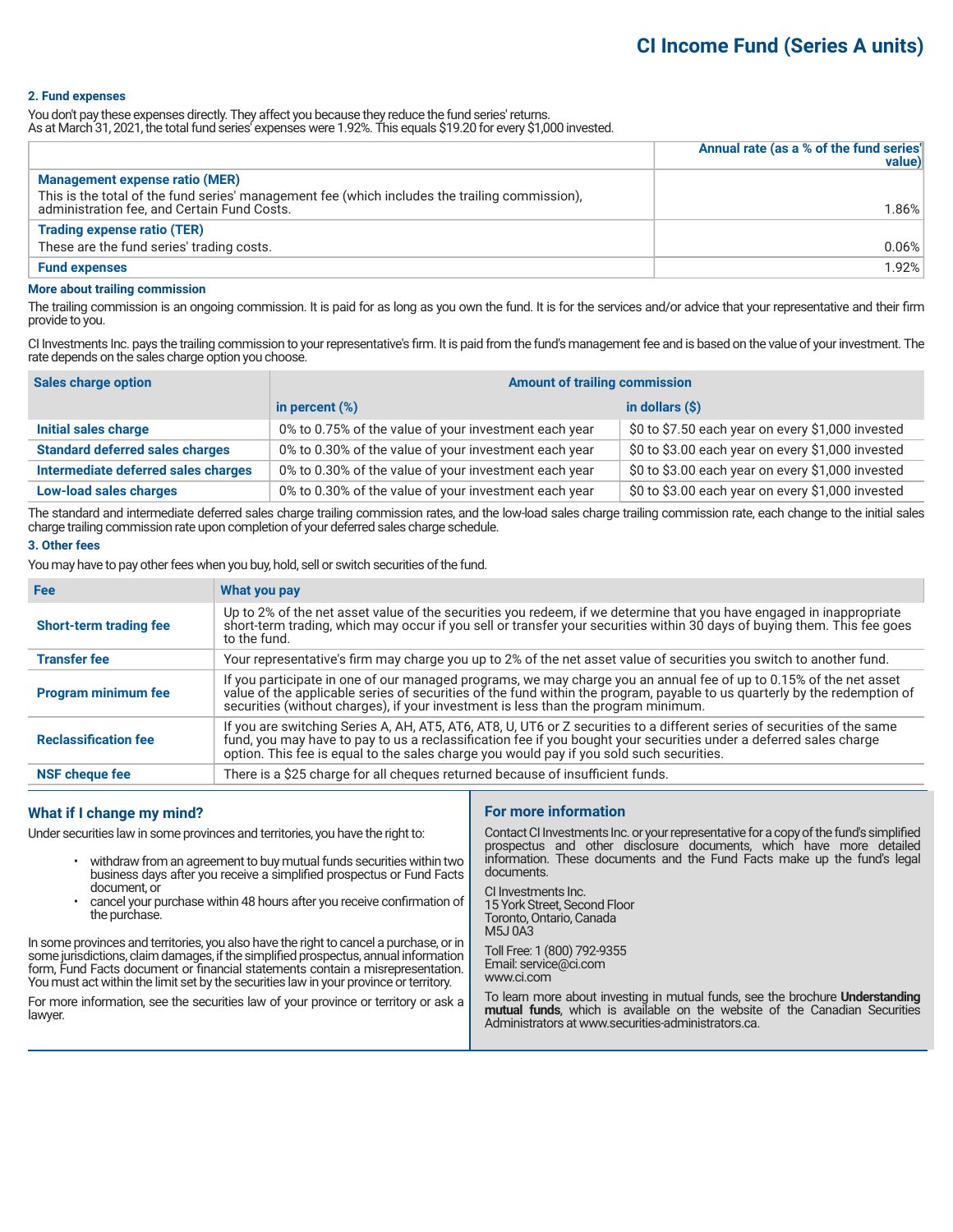## 2. Fund expenses

You don't pay these expenses directly. They affect you because they reduce the fund series' returns.
As at March 31, 2021, the total fund series' expenses were 1.92%. This equals $19.20 for every $1,000 invested.

| | Annual rate (as a % of the fund series' value) |
|---|---|
| **Management expense ratio (MER)**<br>This is the total of the fund series' management fee (which includes the trailing commission), administration fee, and Certain Fund Costs. | 1.86% |
| **Trading expense ratio (TER)**<br>These are the fund series' trading costs. | 0.06% |
| **Fund expenses** | 1.92% |

### More about trailing commission

The trailing commission is an ongoing commission. It is paid for as long as you own the fund. It is for the services and/or advice that your representative and their firm provide to you.

CI Investments Inc. pays the trailing commission to your representative's firm. It is paid from the fund's management fee and is based on the value of your investment. The rate depends on the sales charge option you choose.

| Sales charge option | Amount of trailing commission | |
|---|---|---|
| | in percent (%) | in dollars ($) |
| Initial sales charge | 0% to 0.75% of the value of your investment each year | $0 to $7.50 each year on every $1,000 invested |
| Standard deferred sales charges | 0% to 0.30% of the value of your investment each year | $0 to $3.00 each year on every $1,000 invested |
| Intermediate deferred sales charges | 0% to 0.30% of the value of your investment each year | $0 to $3.00 each year on every $1,000 invested |
| Low-load sales charges | 0% to 0.30% of the value of your investment each year | $0 to $3.00 each year on every $1,000 invested |

The standard and intermediate deferred sales charge trailing commission rates, and the low-load sales charge trailing commission rate, each change to the initial sales charge trailing commission rate upon completion of your deferred sales charge schedule.

## 3. Other fees

You may have to pay other fees when you buy, hold, sell or switch securities of the fund.

| Fee | What you pay |
|---|---|
| Short-term trading fee | Up to 2% of the net asset value of the securities you redeem, if we determine that you have engaged in inappropriate short-term trading, which may occur if you sell or transfer your securities within 30 days of buying them. This fee goes to the fund. |
| Transfer fee | Your representative's firm may charge you up to 2% of the net asset value of securities you switch to another fund. |
| Program minimum fee | If you participate in one of our managed programs, we may charge you an annual fee of up to 0.15% of the net asset value of the applicable series of securities of the fund within the program, payable to us quarterly by the redemption of securities (without charges), if your investment is less than the program minimum. |
| Reclassification fee | If you are switching Series A, AH, AT5, AT6, AT8, U, UT6 or Z securities to a different series of securities of the same fund, you may have to pay to us a reclassification fee if you bought your securities under a deferred sales charge option. This fee is equal to the sales charge you would pay if you sold such securities. |
| NSF cheque fee | There is a $25 charge for all cheques returned because of insufficient funds. |

## What if I change my mind?

Under securities law in some provinces and territories, you have the right to:

- withdraw from an agreement to buy mutual funds securities within two business days after you receive a simplified prospectus or Fund Facts document, or
- cancel your purchase within 48 hours after you receive confirmation of the purchase.

In some provinces and territories, you also have the right to cancel a purchase, or in some jurisdictions, claim damages, if the simplified prospectus, annual information form, Fund Facts document or financial statements contain a misrepresentation. You must act within the limit set by the securities law in your province or territory.

For more information, see the securities law of your province or territory or ask a lawyer.

## For more information

Contact CI Investments Inc. or your representative for a copy of the fund's simplified prospectus and other disclosure documents, which have more detailed information. These documents and the Fund Facts make up the fund's legal documents.

CI Investments Inc.
15 York Street, Second Floor
Toronto, Ontario, Canada
M5J 0A3

Toll Free: 1 (800) 792-9355
Email: service@ci.com
www.ci.com

To learn more about investing in mutual funds, see the brochure **Understanding mutual funds**, which is available on the website of the Canadian Securities Administrators at www.securities-administrators.ca.